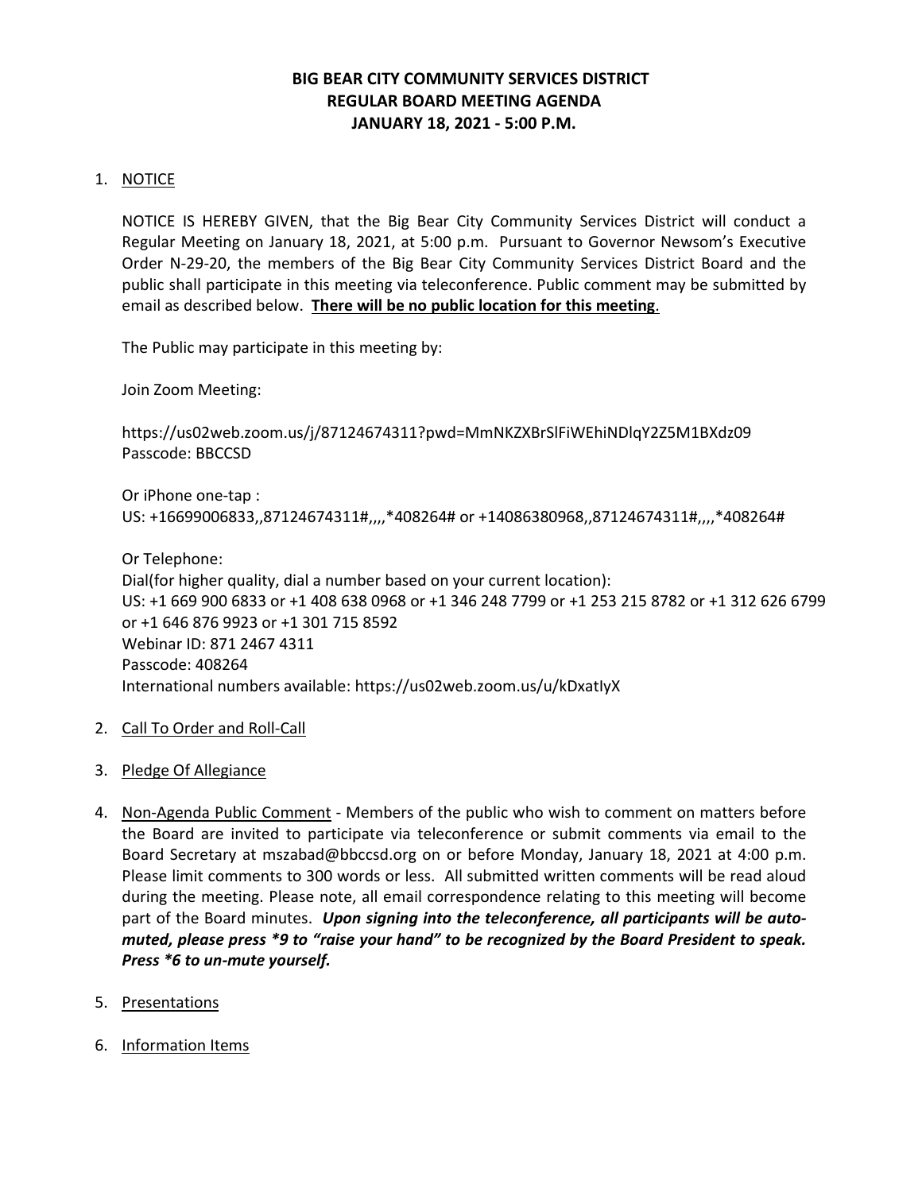# BIG BEAR CITY COMMUNITY SERVICES DISTRICT
## REGULAR BOARD MEETING AGENDA
## JANUARY 18, 2021 - 5:00 P.M.

1. NOTICE

   NOTICE IS HEREBY GIVEN, that the Big Bear City Community Services District will conduct a Regular Meeting on January 18, 2021, at 5:00 p.m. Pursuant to Governor Newsom's Executive Order N-29-20, the members of the Big Bear City Community Services District Board and the public shall participate in this meeting via teleconference. Public comment may be submitted by email as described below. **There will be no public location for this meeting**.

   The Public may participate in this meeting by:

   Join Zoom Meeting:

   https://us02web.zoom.us/j/87124674311?pwd=MmNKZXBrSlFiWEhiNDlqY2Z5M1BXdz09
   Passcode: BBCCSD

   Or iPhone one-tap :
   US: +16699006833,,87124674311#,,,,*408264# or +14086380968,,87124674311#,,,,*408264#

   Or Telephone:
   Dial(for higher quality, dial a number based on your current location):
   US: +1 669 900 6833 or +1 408 638 0968 or +1 346 248 7799 or +1 253 215 8782 or +1 312 626 6799 or +1 646 876 9923 or +1 301 715 8592
   Webinar ID: 871 2467 4311
   Passcode: 408264
   International numbers available: https://us02web.zoom.us/u/kDxatIyX

2. Call To Order and Roll-Call

3. Pledge Of Allegiance

4. Non-Agenda Public Comment - Members of the public who wish to comment on matters before the Board are invited to participate via teleconference or submit comments via email to the Board Secretary at mszabad@bbccsd.org on or before Monday, January 18, 2021 at 4:00 p.m. Please limit comments to 300 words or less. All submitted written comments will be read aloud during the meeting. Please note, all email correspondence relating to this meeting will become part of the Board minutes. ***Upon signing into the teleconference, all participants will be auto-muted, please press *9 to "raise your hand" to be recognized by the Board President to speak. Press *6 to un-mute yourself.***

5. Presentations

6. Information Items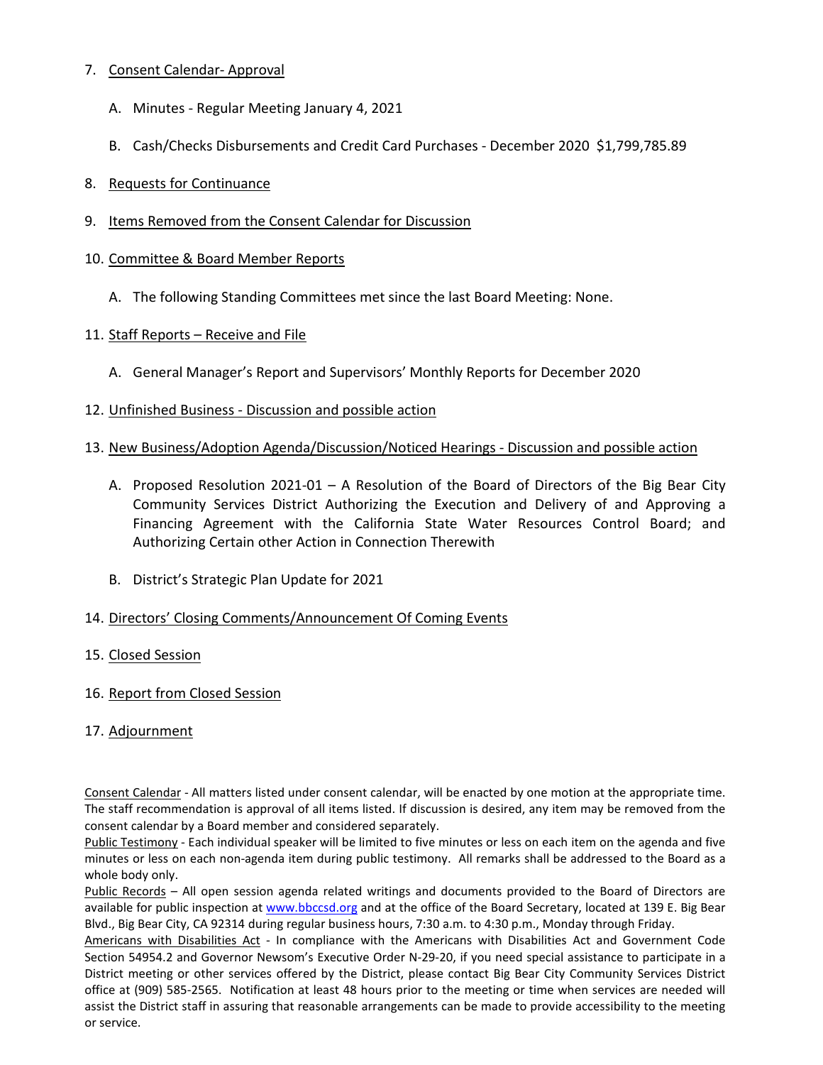7. Consent Calendar- Approval

   A. Minutes - Regular Meeting January 4, 2021

   B. Cash/Checks Disbursements and Credit Card Purchases - December 2020 $1,799,785.89

8. Requests for Continuance

9. Items Removed from the Consent Calendar for Discussion

10. Committee & Board Member Reports

    A. The following Standing Committees met since the last Board Meeting: None.

11. Staff Reports – Receive and File

    A. General Manager's Report and Supervisors' Monthly Reports for December 2020

12. Unfinished Business - Discussion and possible action

13. New Business/Adoption Agenda/Discussion/Noticed Hearings - Discussion and possible action

    A. Proposed Resolution 2021-01 – A Resolution of the Board of Directors of the Big Bear City Community Services District Authorizing the Execution and Delivery of and Approving a Financing Agreement with the California State Water Resources Control Board; and Authorizing Certain other Action in Connection Therewith

    B. District's Strategic Plan Update for 2021

14. Directors' Closing Comments/Announcement Of Coming Events

15. Closed Session

16. Report from Closed Session

17. Adjournment

Consent Calendar - All matters listed under consent calendar, will be enacted by one motion at the appropriate time. The staff recommendation is approval of all items listed. If discussion is desired, any item may be removed from the consent calendar by a Board member and considered separately.

Public Testimony - Each individual speaker will be limited to five minutes or less on each item on the agenda and five minutes or less on each non-agenda item during public testimony. All remarks shall be addressed to the Board as a whole body only.

Public Records – All open session agenda related writings and documents provided to the Board of Directors are available for public inspection at www.bbccsd.org and at the office of the Board Secretary, located at 139 E. Big Bear Blvd., Big Bear City, CA 92314 during regular business hours, 7:30 a.m. to 4:30 p.m., Monday through Friday.

Americans with Disabilities Act - In compliance with the Americans with Disabilities Act and Government Code Section 54954.2 and Governor Newsom's Executive Order N-29-20, if you need special assistance to participate in a District meeting or other services offered by the District, please contact Big Bear City Community Services District office at (909) 585-2565. Notification at least 48 hours prior to the meeting or time when services are needed will assist the District staff in assuring that reasonable arrangements can be made to provide accessibility to the meeting or service.